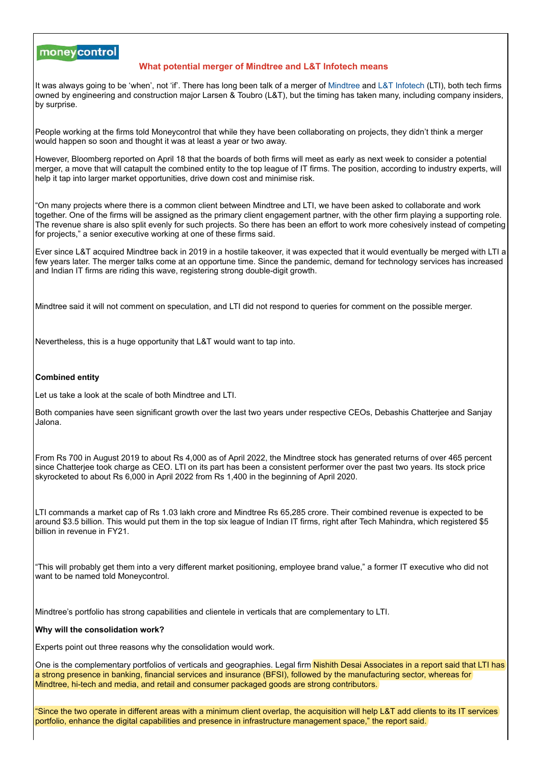moneycontrol

# What potential merger of Mindtree and L&T Infotech means

It was always going to be 'when', not 'if'. There has long been talk of a merger of Mindtree and L&T Infotech (LTI), both tech firms owned by engineering and construction major Larsen & Toubro (L&T), but the timing has taken many, including company insiders, by surprise.

People working at the firms told Moneycontrol that while they have been collaborating on projects, they didn't think a merger would happen so soon and thought it was at least a year or two away.

However, Bloomberg reported on April 18 that the boards of both firms will meet as early as next week to consider a potential merger, a move that will catapult the combined entity to the top league of IT firms. The position, according to industry experts, will help it tap into larger market opportunities, drive down cost and minimise risk.

"On many projects where there is a common client between Mindtree and LTI, we have been asked to collaborate and work together. One of the firms will be assigned as the primary client engagement partner, with the other firm playing a supporting role. The revenue share is also split evenly for such projects. So there has been an effort to work more cohesively instead of competing for projects," a senior executive working at one of these firms said.

Ever since L&T acquired Mindtree back in 2019 in a hostile takeover, it was expected that it would eventually be merged with LTI a few years later. The merger talks come at an opportune time. Since the pandemic, demand for technology services has increased and Indian IT firms are riding this wave, registering strong double-digit growth.

Mindtree said it will not comment on speculation, and LTI did not respond to queries for comment on the possible merger.

Nevertheless, this is a huge opportunity that L&T would want to tap into.

**Combined entity**

Let us take a look at the scale of both Mindtree and LTI.

Both companies have seen significant growth over the last two years under respective CEOs, Debashis Chatterjee and Sanjay Jalona.

From Rs 700 in August 2019 to about Rs 4,000 as of April 2022, the Mindtree stock has generated returns of over 465 percent since Chatterjee took charge as CEO. LTI on its part has been a consistent performer over the past two years. Its stock price skyrocketed to about Rs 6,000 in April 2022 from Rs 1,400 in the beginning of April 2020.

LTI commands a market cap of Rs 1.03 lakh crore and Mindtree Rs 65,285 crore. Their combined revenue is expected to be around $3.5 billion. This would put them in the top six league of Indian IT firms, right after Tech Mahindra, which registered $5 billion in revenue in FY21.

"This will probably get them into a very different market positioning, employee brand value," a former IT executive who did not want to be named told Moneycontrol.

Mindtree's portfolio has strong capabilities and clientele in verticals that are complementary to LTI.

**Why will the consolidation work?**

Experts point out three reasons why the consolidation would work.

One is the complementary portfolios of verticals and geographies. Legal firm Nishith Desai Associates in a report said that LTI has a strong presence in banking, financial services and insurance (BFSI), followed by the manufacturing sector, whereas for Mindtree, hi-tech and media, and retail and consumer packaged goods are strong contributors.

"Since the two operate in different areas with a minimum client overlap, the acquisition will help L&T add clients to its IT services portfolio, enhance the digital capabilities and presence in infrastructure management space," the report said.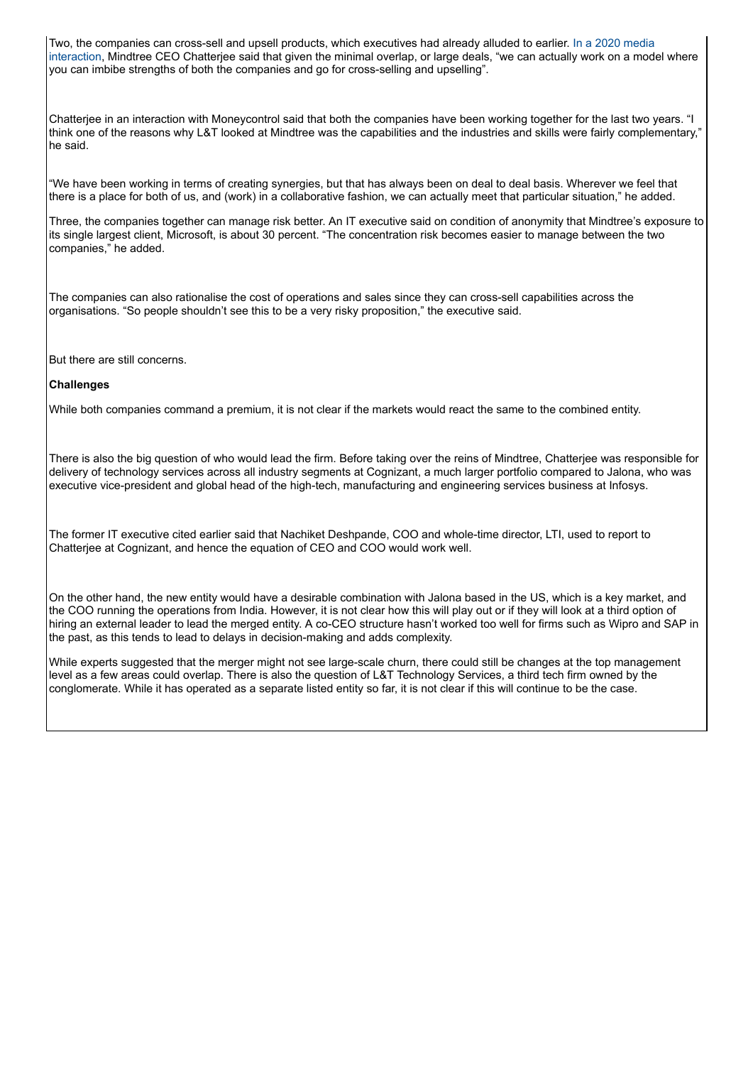Two, the companies can cross-sell and upsell products, which executives had already alluded to earlier. In a 2020 media interaction, Mindtree CEO Chatterjee said that given the minimal overlap, or large deals, "we can actually work on a model where you can imbibe strengths of both the companies and go for cross-selling and upselling".

Chatterjee in an interaction with Moneycontrol said that both the companies have been working together for the last two years. "I think one of the reasons why L&T looked at Mindtree was the capabilities and the industries and skills were fairly complementary," he said.

"We have been working in terms of creating synergies, but that has always been on deal to deal basis. Wherever we feel that there is a place for both of us, and (work) in a collaborative fashion, we can actually meet that particular situation," he added.

Three, the companies together can manage risk better. An IT executive said on condition of anonymity that Mindtree's exposure to its single largest client, Microsoft, is about 30 percent. "The concentration risk becomes easier to manage between the two companies," he added.

The companies can also rationalise the cost of operations and sales since they can cross-sell capabilities across the organisations. "So people shouldn't see this to be a very risky proposition," the executive said.

But there are still concerns.

**Challenges**

While both companies command a premium, it is not clear if the markets would react the same to the combined entity.

There is also the big question of who would lead the firm. Before taking over the reins of Mindtree, Chatterjee was responsible for delivery of technology services across all industry segments at Cognizant, a much larger portfolio compared to Jalona, who was executive vice-president and global head of the high-tech, manufacturing and engineering services business at Infosys.

The former IT executive cited earlier said that Nachiket Deshpande, COO and whole-time director, LTI, used to report to Chatterjee at Cognizant, and hence the equation of CEO and COO would work well.

On the other hand, the new entity would have a desirable combination with Jalona based in the US, which is a key market, and the COO running the operations from India. However, it is not clear how this will play out or if they will look at a third option of hiring an external leader to lead the merged entity. A co-CEO structure hasn't worked too well for firms such as Wipro and SAP in the past, as this tends to lead to delays in decision-making and adds complexity.

While experts suggested that the merger might not see large-scale churn, there could still be changes at the top management level as a few areas could overlap. There is also the question of L&T Technology Services, a third tech firm owned by the conglomerate. While it has operated as a separate listed entity so far, it is not clear if this will continue to be the case.